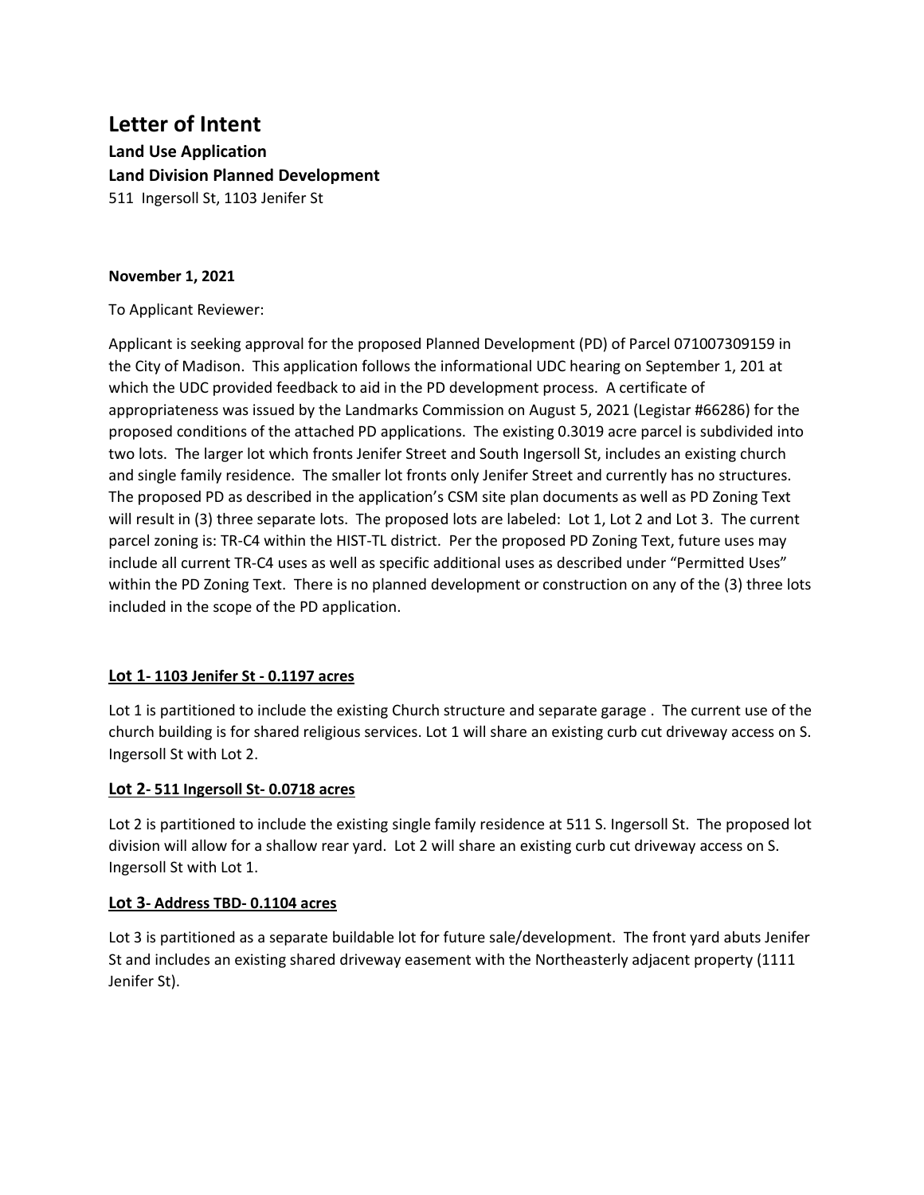# Letter of Intent

**Land Use Application**

**Land Division Planned Development**

511 Ingersoll St, 1103 Jenifer St

**November 1, 2021**

To Applicant Reviewer:

Applicant is seeking approval for the proposed Planned Development (PD) of Parcel 071007309159 in the City of Madison. This application follows the informational UDC hearing on September 1, 201 at which the UDC provided feedback to aid in the PD development process. A certificate of appropriateness was issued by the Landmarks Commission on August 5, 2021 (Legistar #66286) for the proposed conditions of the attached PD applications. The existing 0.3019 acre parcel is subdivided into two lots. The larger lot which fronts Jenifer Street and South Ingersoll St, includes an existing church and single family residence. The smaller lot fronts only Jenifer Street and currently has no structures. The proposed PD as described in the application's CSM site plan documents as well as PD Zoning Text will result in (3) three separate lots. The proposed lots are labeled: Lot 1, Lot 2 and Lot 3. The current parcel zoning is: TR-C4 within the HIST-TL district. Per the proposed PD Zoning Text, future uses may include all current TR-C4 uses as well as specific additional uses as described under "Permitted Uses" within the PD Zoning Text. There is no planned development or construction on any of the (3) three lots included in the scope of the PD application.

### Lot 1- 1103 Jenifer St - 0.1197 acres

Lot 1 is partitioned to include the existing Church structure and separate garage . The current use of the church building is for shared religious services. Lot 1 will share an existing curb cut driveway access on S. Ingersoll St with Lot 2.

### Lot 2- 511 Ingersoll St- 0.0718 acres

Lot 2 is partitioned to include the existing single family residence at 511 S. Ingersoll St. The proposed lot division will allow for a shallow rear yard. Lot 2 will share an existing curb cut driveway access on S. Ingersoll St with Lot 1.

### Lot 3- Address TBD- 0.1104 acres

Lot 3 is partitioned as a separate buildable lot for future sale/development. The front yard abuts Jenifer St and includes an existing shared driveway easement with the Northeasterly adjacent property (1111 Jenifer St).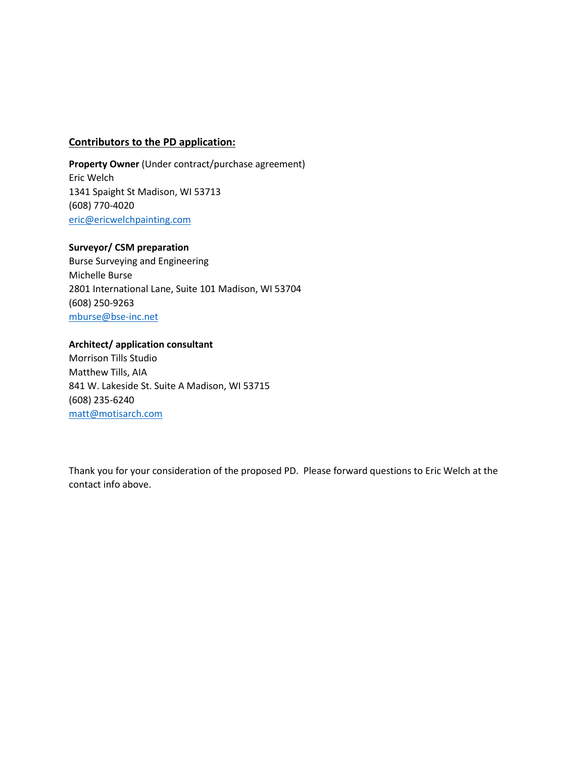**<u>Contributors to the PD application:</u>**

**Property Owner** (Under contract/purchase agreement)
Eric Welch
1341 Spaight St Madison, WI 53713
(608) 770-4020
eric@ericwelchpainting.com

**Surveyor/ CSM preparation**
Burse Surveying and Engineering
Michelle Burse
2801 International Lane, Suite 101 Madison, WI 53704
(608) 250-9263
mburse@bse-inc.net

**Architect/ application consultant**
Morrison Tills Studio
Matthew Tills, AIA
841 W. Lakeside St. Suite A Madison, WI 53715
(608) 235-6240
matt@motisarch.com

Thank you for your consideration of the proposed PD. Please forward questions to Eric Welch at the contact info above.